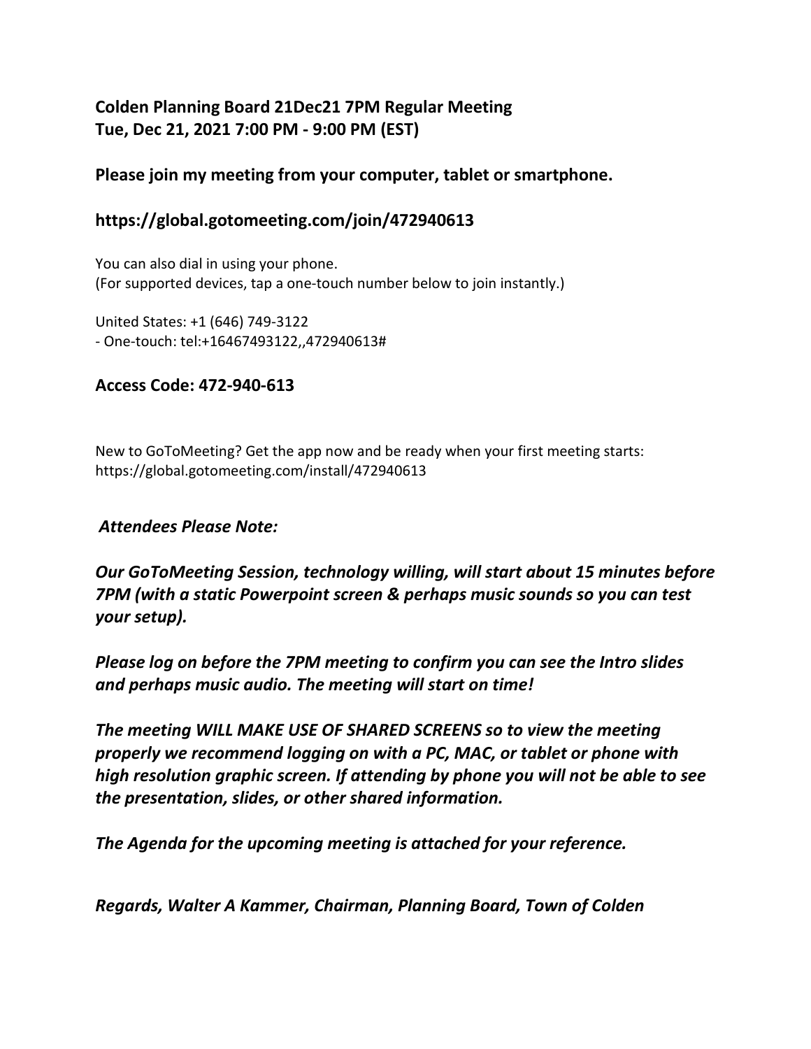**Colden Planning Board 21Dec21 7PM Regular Meeting**
**Tue, Dec 21, 2021 7:00 PM - 9:00 PM (EST)**

**Please join my meeting from your computer, tablet or smartphone.**

**https://global.gotomeeting.com/join/472940613**

You can also dial in using your phone.
(For supported devices, tap a one-touch number below to join instantly.)

United States: +1 (646) 749-3122
- One-touch: tel:+16467493122,,472940613#

**Access Code: 472-940-613**

New to GoToMeeting? Get the app now and be ready when your first meeting starts:
https://global.gotomeeting.com/install/472940613

***Attendees Please Note:***

***Our GoToMeeting Session, technology willing, will start about 15 minutes before 7PM (with a static Powerpoint screen & perhaps music sounds so you can test your setup).***

***Please log on before the 7PM meeting to confirm you can see the Intro slides and perhaps music audio. The meeting will start on time!***

***The meeting WILL MAKE USE OF SHARED SCREENS so to view the meeting properly we recommend logging on with a PC, MAC, or tablet or phone with high resolution graphic screen. If attending by phone you will not be able to see the presentation, slides, or other shared information.***

***The Agenda for the upcoming meeting is attached for your reference.***

***Regards, Walter A Kammer, Chairman, Planning Board, Town of Colden***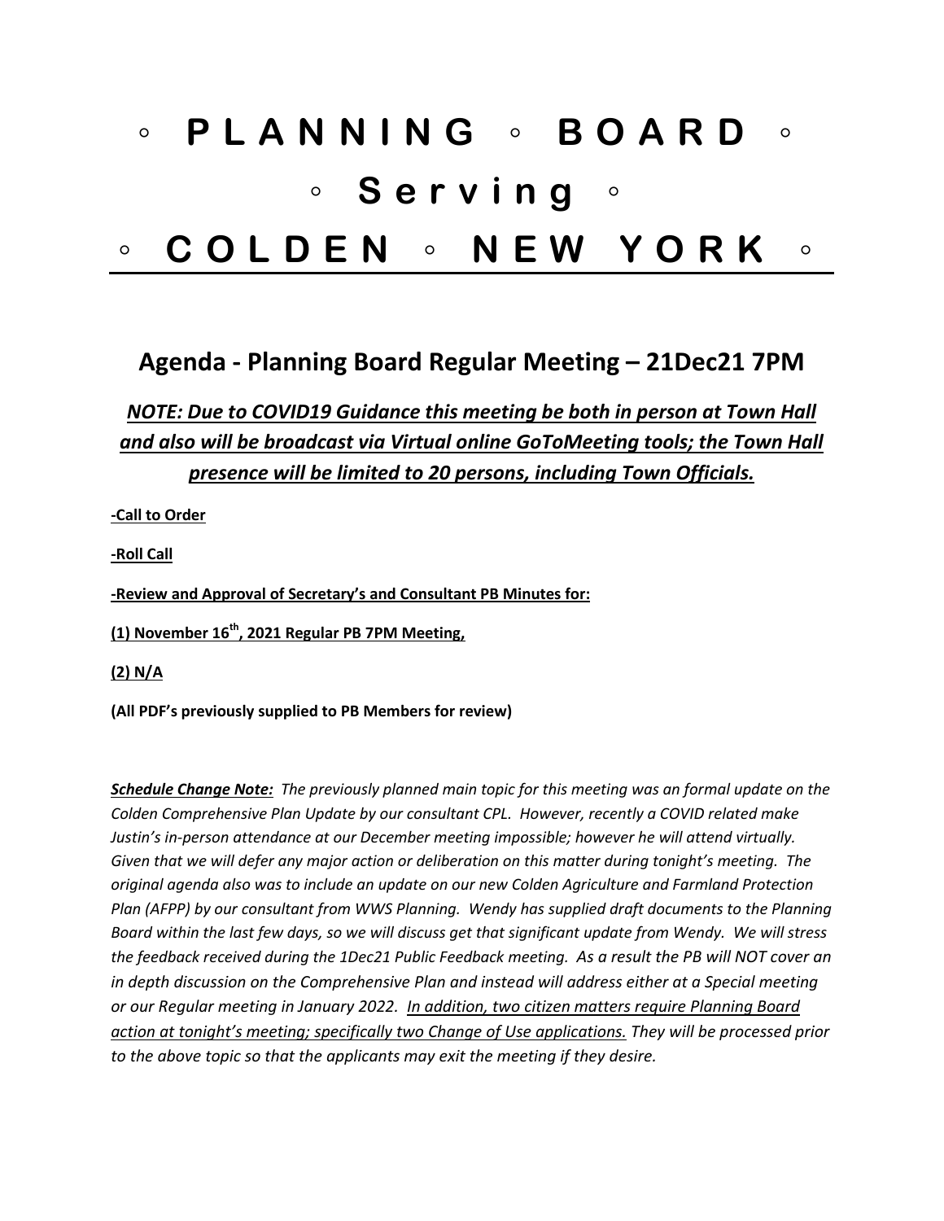# ◦ P L A N N I N G ◦ B O A R D ◦

# ◦ S e r v i n g ◦

# ◦ C O L D E N ◦ N E W Y O R K ◦

---

## Agenda - Planning Board Regular Meeting – 21Dec21 7PM

***NOTE: Due to COVID19 Guidance this meeting be both in person at Town Hall and also will be broadcast via Virtual online GoToMeeting tools; the Town Hall presence will be limited to 20 persons, including Town Officials.***

**-Call to Order**

**-Roll Call**

**-Review and Approval of Secretary's and Consultant PB Minutes for:**

**(1) November 16th, 2021 Regular PB 7PM Meeting,**

**(2) N/A**

**(All PDF's previously supplied to PB Members for review)**

***Schedule Change Note:*** *The previously planned main topic for this meeting was an formal update on the Colden Comprehensive Plan Update by our consultant CPL. However, recently a COVID related make Justin's in-person attendance at our December meeting impossible; however he will attend virtually. Given that we will defer any major action or deliberation on this matter during tonight's meeting. The original agenda also was to include an update on our new Colden Agriculture and Farmland Protection Plan (AFPP) by our consultant from WWS Planning. Wendy has supplied draft documents to the Planning Board within the last few days, so we will discuss get that significant update from Wendy. We will stress the feedback received during the 1Dec21 Public Feedback meeting. As a result the PB will NOT cover an in depth discussion on the Comprehensive Plan and instead will address either at a Special meeting or our Regular meeting in January 2022. In addition, two citizen matters require Planning Board action at tonight's meeting; specifically two Change of Use applications. They will be processed prior to the above topic so that the applicants may exit the meeting if they desire.*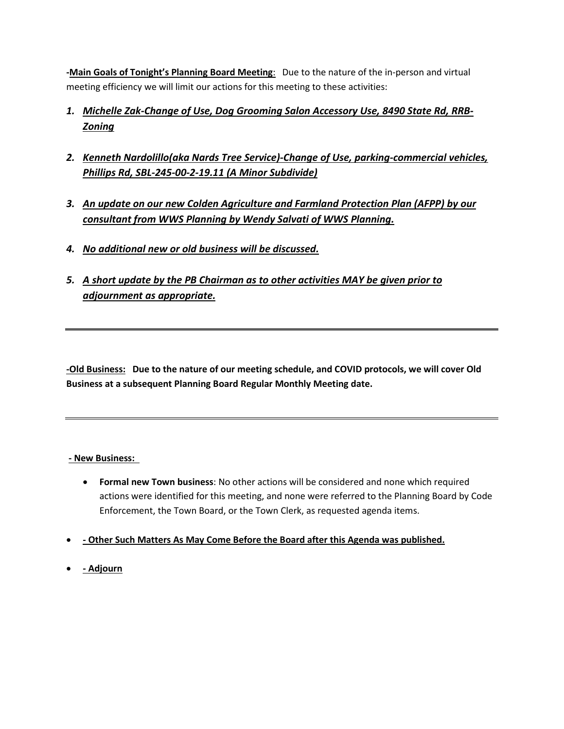-**Main Goals of Tonight's Planning Board Meeting**: Due to the nature of the in-person and virtual meeting efficiency we will limit our actions for this meeting to these activities:

1. ***Michelle Zak-Change of Use, Dog Grooming Salon Accessory Use, 8490 State Rd, RRB-Zoning***
2. ***Kenneth Nardolillo(aka Nards Tree Service)-Change of Use, parking-commercial vehicles, Phillips Rd, SBL-245-00-2-19.11 (A Minor Subdivide)***
3. ***An update on our new Colden Agriculture and Farmland Protection Plan (AFPP) by our consultant from WWS Planning by Wendy Salvati of WWS Planning.***
4. ***No additional new or old business will be discussed.***
5. ***A short update by the PB Chairman as to other activities MAY be given prior to adjournment as appropriate.***

---

**-Old Business: Due to the nature of our meeting schedule, and COVID protocols, we will cover Old Business at a subsequent Planning Board Regular Monthly Meeting date.**

---

**- New Business:**

- **Formal new Town business**: No other actions will be considered and none which required actions were identified for this meeting, and none were referred to the Planning Board by Code Enforcement, the Town Board, or the Town Clerk, as requested agenda items.

- **- Other Such Matters As May Come Before the Board after this Agenda was published.**
- **- Adjourn**